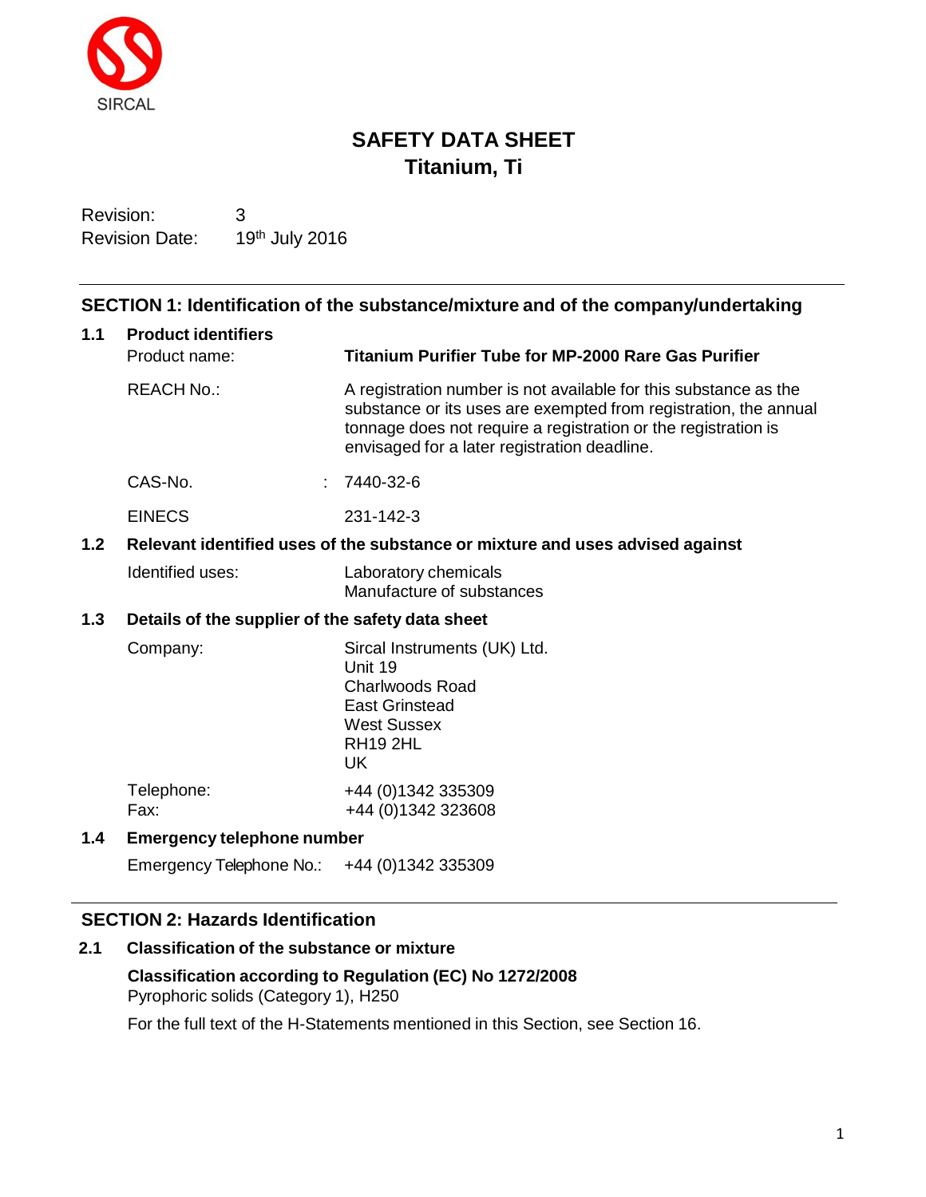SIRCAL

# SAFETY DATA SHEET
# Titanium, Ti

Revision: 3
Revision Date: 19th July 2016

## SECTION 1: Identification of the substance/mixture and of the company/undertaking

### 1.1 Product identifiers

Product name: **Titanium Purifier Tube for MP-2000 Rare Gas Purifier**

REACH No.: A registration number is not available for this substance as the substance or its uses are exempted from registration, the annual tonnage does not require a registration or the registration is envisaged for a later registration deadline.

CAS-No. : 7440-32-6

EINECS 231-142-3

### 1.2 Relevant identified uses of the substance or mixture and uses advised against

Identified uses: Laboratory chemicals
Manufacture of substances

### 1.3 Details of the supplier of the safety data sheet

Company: Sircal Instruments (UK) Ltd.
Unit 19
Charlwoods Road
East Grinstead
West Sussex
RH19 2HL
UK

Telephone: +44 (0)1342 335309
Fax: +44 (0)1342 323608

### 1.4 Emergency telephone number

Emergency Telephone No.: +44 (0)1342 335309

## SECTION 2: Hazards Identification

### 2.1 Classification of the substance or mixture

**Classification according to Regulation (EC) No 1272/2008**
Pyrophoric solids (Category 1), H250

For the full text of the H-Statements mentioned in this Section, see Section 16.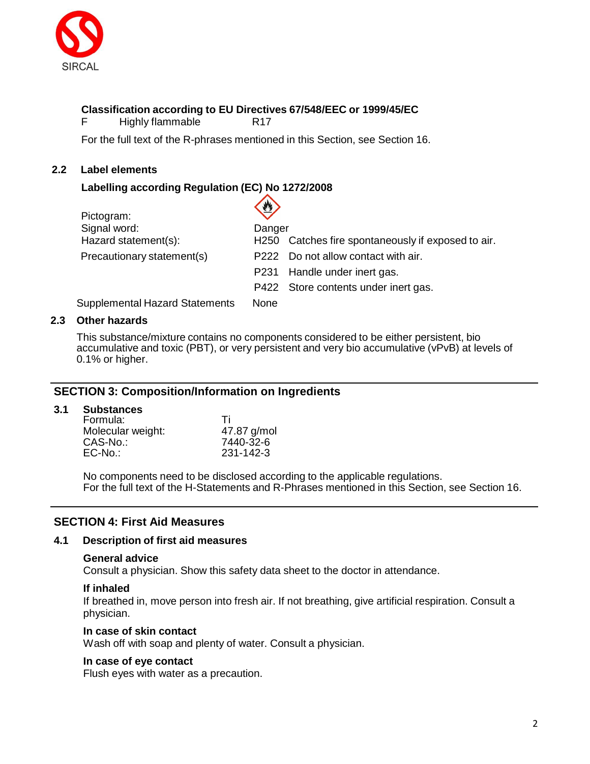**Classification according to EU Directives 67/548/EEC or 1999/45/EC**

F Highly flammable R17

For the full text of the R-phrases mentioned in this Section, see Section 16.

## 2.2 Label elements

**Labelling according Regulation (EC) No 1272/2008**

| | | |
|---|---|---|
| Pictogram: | | |
| Signal word: | Danger | |
| Hazard statement(s): | H250 | Catches fire spontaneously if exposed to air. |
| Precautionary statement(s) | P222 | Do not allow contact with air. |
| | P231 | Handle under inert gas. |
| | P422 | Store contents under inert gas. |
| Supplemental Hazard Statements | None | |

## 2.3 Other hazards

This substance/mixture contains no components considered to be either persistent, bio accumulative and toxic (PBT), or very persistent and very bio accumulative (vPvB) at levels of 0.1% or higher.

# SECTION 3: Composition/Information on Ingredients

## 3.1 Substances

| | |
|---|---|
| Formula: | Ti |
| Molecular weight: | 47.87 g/mol |
| CAS-No.: | 7440-32-6 |
| EC-No.: | 231-142-3 |

No components need to be disclosed according to the applicable regulations.
For the full text of the H-Statements and R-Phrases mentioned in this Section, see Section 16.

# SECTION 4: First Aid Measures

## 4.1 Description of first aid measures

**General advice**
Consult a physician. Show this safety data sheet to the doctor in attendance.

**If inhaled**
If breathed in, move person into fresh air. If not breathing, give artificial respiration. Consult a physician.

**In case of skin contact**
Wash off with soap and plenty of water. Consult a physician.

**In case of eye contact**
Flush eyes with water as a precaution.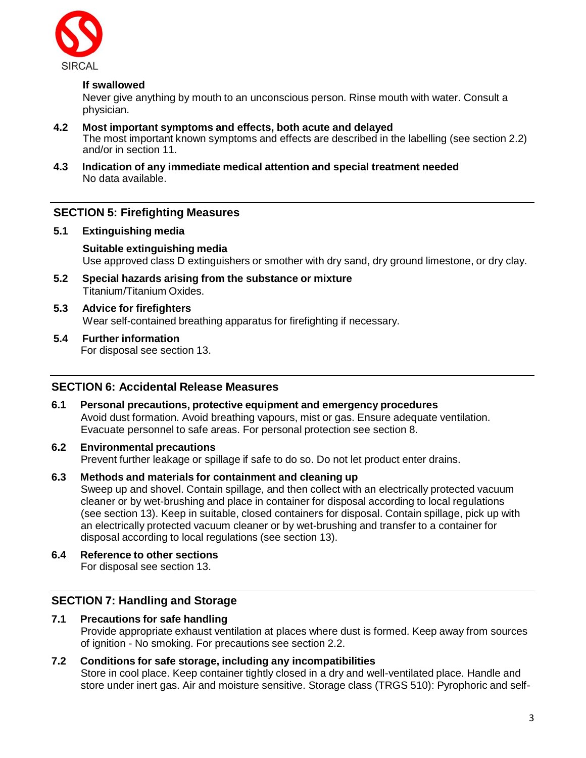**If swallowed**

Never give anything by mouth to an unconscious person. Rinse mouth with water. Consult a physician.

**4.2 Most important symptoms and effects, both acute and delayed**

The most important known symptoms and effects are described in the labelling (see section 2.2) and/or in section 11.

**4.3 Indication of any immediate medical attention and special treatment needed**

No data available.

## SECTION 5: Firefighting Measures

**5.1 Extinguishing media**

**Suitable extinguishing media**

Use approved class D extinguishers or smother with dry sand, dry ground limestone, or dry clay.

**5.2 Special hazards arising from the substance or mixture**

Titanium/Titanium Oxides.

**5.3 Advice for firefighters**

Wear self-contained breathing apparatus for firefighting if necessary.

**5.4 Further information**

For disposal see section 13.

## SECTION 6: Accidental Release Measures

**6.1 Personal precautions, protective equipment and emergency procedures**

Avoid dust formation. Avoid breathing vapours, mist or gas. Ensure adequate ventilation. Evacuate personnel to safe areas. For personal protection see section 8.

**6.2 Environmental precautions**

Prevent further leakage or spillage if safe to do so. Do not let product enter drains.

**6.3 Methods and materials for containment and cleaning up**

Sweep up and shovel. Contain spillage, and then collect with an electrically protected vacuum cleaner or by wet-brushing and place in container for disposal according to local regulations (see section 13). Keep in suitable, closed containers for disposal. Contain spillage, pick up with an electrically protected vacuum cleaner or by wet-brushing and transfer to a container for disposal according to local regulations (see section 13).

**6.4 Reference to other sections**

For disposal see section 13.

## SECTION 7: Handling and Storage

**7.1 Precautions for safe handling**

Provide appropriate exhaust ventilation at places where dust is formed. Keep away from sources of ignition - No smoking. For precautions see section 2.2.

**7.2 Conditions for safe storage, including any incompatibilities**

Store in cool place. Keep container tightly closed in a dry and well-ventilated place. Handle and store under inert gas. Air and moisture sensitive. Storage class (TRGS 510): Pyrophoric and self-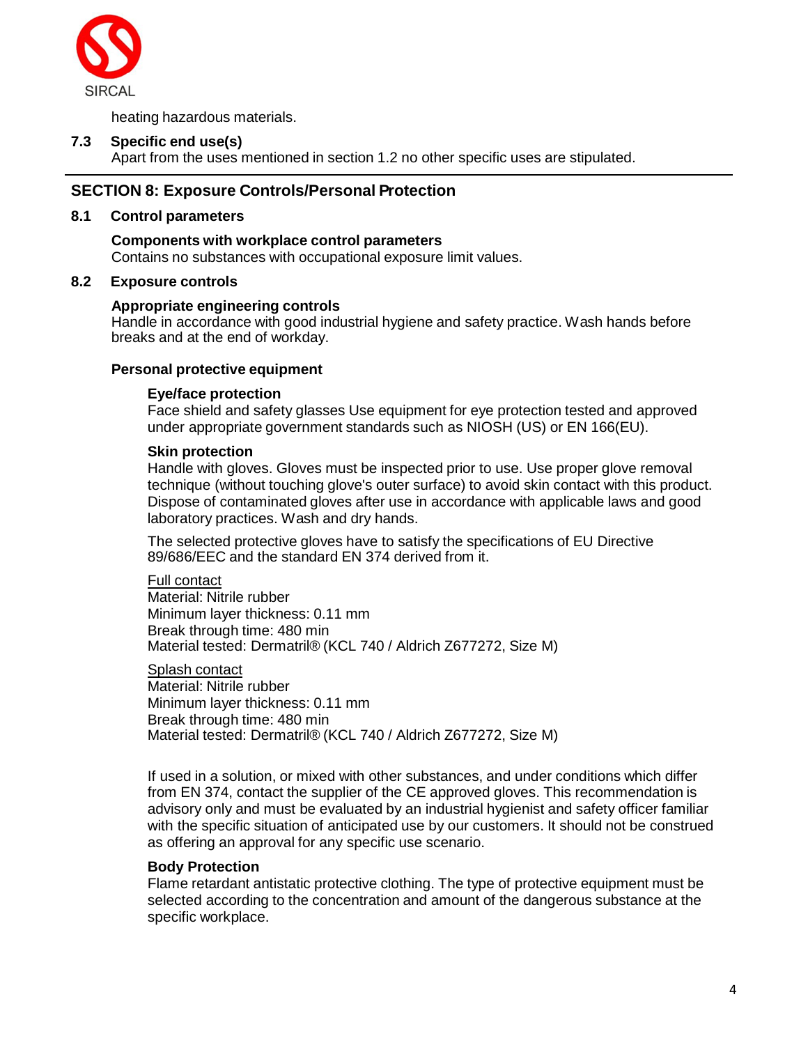heating hazardous materials.

### 7.3 Specific end use(s)

Apart from the uses mentioned in section 1.2 no other specific uses are stipulated.

## SECTION 8: Exposure Controls/Personal Protection

### 8.1 Control parameters

**Components with workplace control parameters**

Contains no substances with occupational exposure limit values.

### 8.2 Exposure controls

**Appropriate engineering controls**

Handle in accordance with good industrial hygiene and safety practice. Wash hands before breaks and at the end of workday.

**Personal protective equipment**

**Eye/face protection**

Face shield and safety glasses Use equipment for eye protection tested and approved under appropriate government standards such as NIOSH (US) or EN 166(EU).

**Skin protection**

Handle with gloves. Gloves must be inspected prior to use. Use proper glove removal technique (without touching glove's outer surface) to avoid skin contact with this product. Dispose of contaminated gloves after use in accordance with applicable laws and good laboratory practices. Wash and dry hands.

The selected protective gloves have to satisfy the specifications of EU Directive 89/686/EEC and the standard EN 374 derived from it.

<u>Full contact</u>
Material: Nitrile rubber
Minimum layer thickness: 0.11 mm
Break through time: 480 min
Material tested: Dermatril® (KCL 740 / Aldrich Z677272, Size M)

<u>Splash contact</u>
Material: Nitrile rubber
Minimum layer thickness: 0.11 mm
Break through time: 480 min
Material tested: Dermatril® (KCL 740 / Aldrich Z677272, Size M)

If used in a solution, or mixed with other substances, and under conditions which differ from EN 374, contact the supplier of the CE approved gloves. This recommendation is advisory only and must be evaluated by an industrial hygienist and safety officer familiar with the specific situation of anticipated use by our customers. It should not be construed as offering an approval for any specific use scenario.

**Body Protection**

Flame retardant antistatic protective clothing. The type of protective equipment must be selected according to the concentration and amount of the dangerous substance at the specific workplace.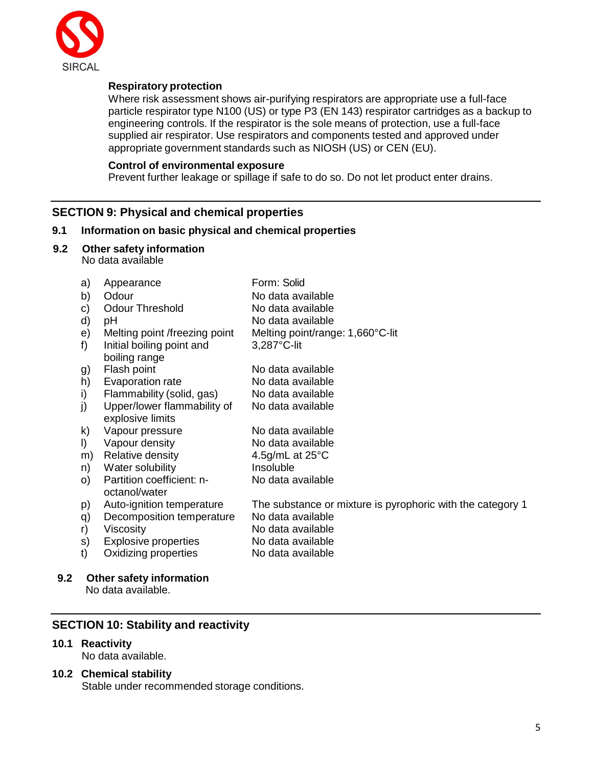**Respiratory protection**

Where risk assessment shows air-purifying respirators are appropriate use a full-face particle respirator type N100 (US) or type P3 (EN 143) respirator cartridges as a backup to engineering controls. If the respirator is the sole means of protection, use a full-face supplied air respirator. Use respirators and components tested and approved under appropriate government standards such as NIOSH (US) or CEN (EU).

**Control of environmental exposure**

Prevent further leakage or spillage if safe to do so. Do not let product enter drains.

## SECTION 9: Physical and chemical properties

### 9.1 Information on basic physical and chemical properties

### 9.2 Other safety information

No data available

| | | |
|---|---|---|
| a) | Appearance | Form: Solid |
| b) | Odour | No data available |
| c) | Odour Threshold | No data available |
| d) | pH | No data available |
| e) | Melting point /freezing point | Melting point/range: 1,660°C-lit |
| f) | Initial boiling point and boiling range | 3,287°C-lit |
| g) | Flash point | No data available |
| h) | Evaporation rate | No data available |
| i) | Flammability (solid, gas) | No data available |
| j) | Upper/lower flammability of explosive limits | No data available |
| k) | Vapour pressure | No data available |
| l) | Vapour density | No data available |
| m) | Relative density | 4.5g/mL at 25°C |
| n) | Water solubility | Insoluble |
| o) | Partition coefficient: n-octanol/water | No data available |
| p) | Auto-ignition temperature | The substance or mixture is pyrophoric with the category 1 |
| q) | Decomposition temperature | No data available |
| r) | Viscosity | No data available |
| s) | Explosive properties | No data available |
| t) | Oxidizing properties | No data available |

### 9.2 Other safety information

No data available.

## SECTION 10: Stability and reactivity

### 10.1 Reactivity

No data available.

### 10.2 Chemical stability

Stable under recommended storage conditions.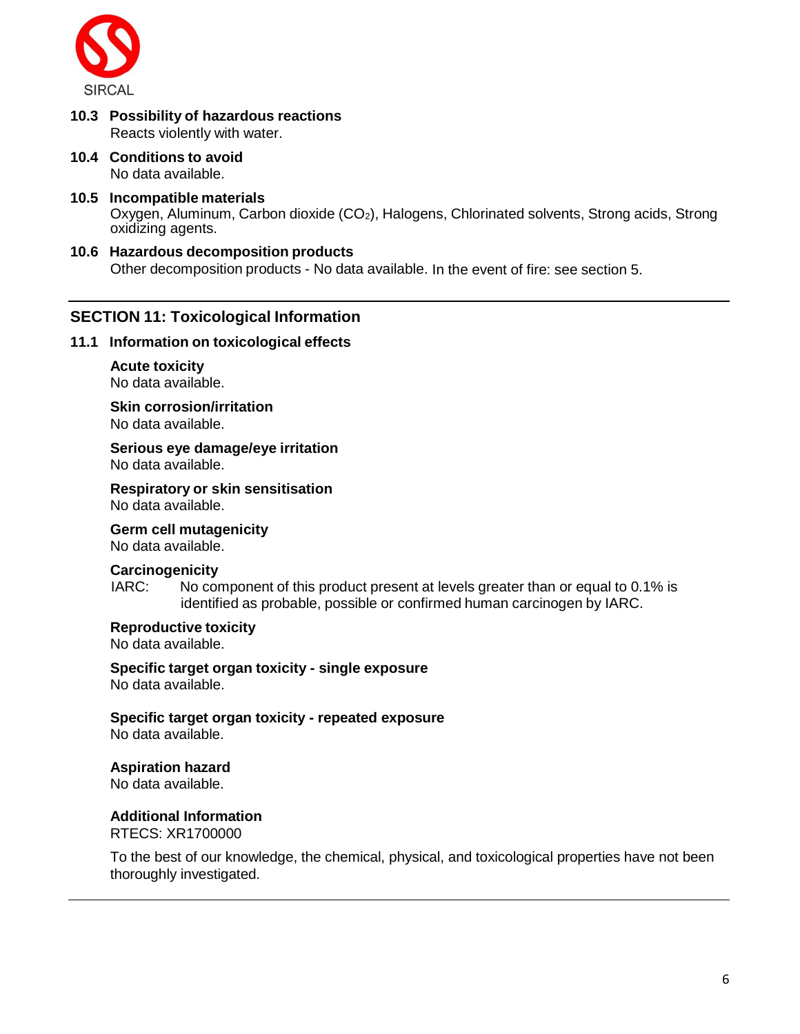### 10.3 Possibility of hazardous reactions

Reacts violently with water.

### 10.4 Conditions to avoid

No data available.

### 10.5 Incompatible materials

Oxygen, Aluminum, Carbon dioxide ($CO_2$), Halogens, Chlorinated solvents, Strong acids, Strong oxidizing agents.

### 10.6 Hazardous decomposition products

Other decomposition products - No data available. In the event of fire: see section 5.

---

## SECTION 11: Toxicological Information

### 11.1 Information on toxicological effects

**Acute toxicity**
No data available.

**Skin corrosion/irritation**
No data available.

**Serious eye damage/eye irritation**
No data available.

**Respiratory or skin sensitisation**
No data available.

**Germ cell mutagenicity**
No data available.

**Carcinogenicity**
IARC: No component of this product present at levels greater than or equal to 0.1% is identified as probable, possible or confirmed human carcinogen by IARC.

**Reproductive toxicity**
No data available.

**Specific target organ toxicity - single exposure**
No data available.

**Specific target organ toxicity - repeated exposure**
No data available.

**Aspiration hazard**
No data available.

**Additional Information**
RTECS: XR1700000

To the best of our knowledge, the chemical, physical, and toxicological properties have not been thoroughly investigated.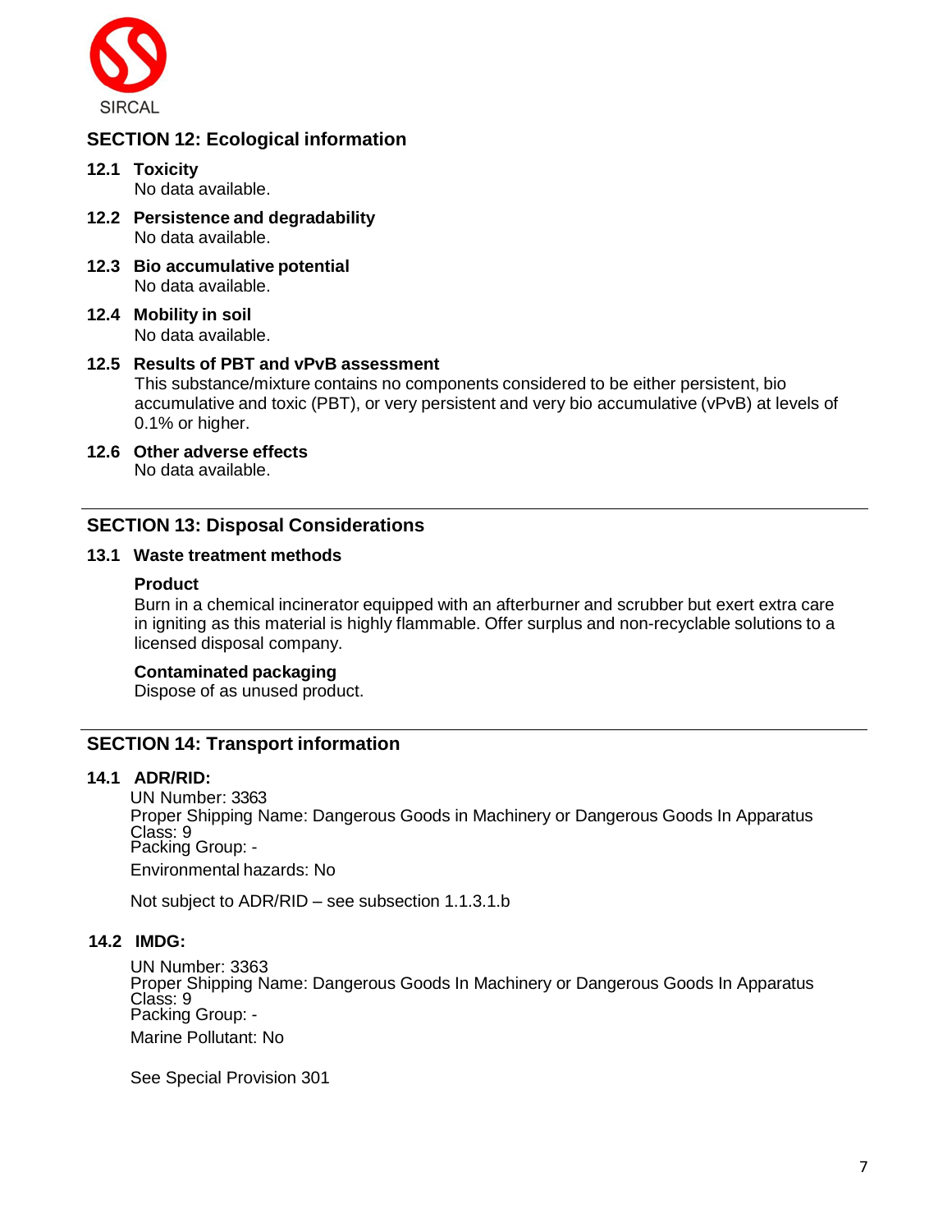SIRCAL

## SECTION 12: Ecological information

**12.1 Toxicity**

No data available.

**12.2 Persistence and degradability**

No data available.

**12.3 Bio accumulative potential**

No data available.

**12.4 Mobility in soil**

No data available.

**12.5 Results of PBT and vPvB assessment**

This substance/mixture contains no components considered to be either persistent, bio accumulative and toxic (PBT), or very persistent and very bio accumulative (vPvB) at levels of 0.1% or higher.

**12.6 Other adverse effects**

No data available.

## SECTION 13: Disposal Considerations

**13.1 Waste treatment methods**

**Product**

Burn in a chemical incinerator equipped with an afterburner and scrubber but exert extra care in igniting as this material is highly flammable. Offer surplus and non-recyclable solutions to a licensed disposal company.

**Contaminated packaging**

Dispose of as unused product.

## SECTION 14: Transport information

**14.1 ADR/RID:**

UN Number: 3363
Proper Shipping Name: Dangerous Goods in Machinery or Dangerous Goods In Apparatus
Class: 9
Packing Group: -

Environmental hazards: No

Not subject to ADR/RID – see subsection 1.1.3.1.b

**14.2 IMDG:**

UN Number: 3363
Proper Shipping Name: Dangerous Goods In Machinery or Dangerous Goods In Apparatus
Class: 9
Packing Group: -

Marine Pollutant: No

See Special Provision 301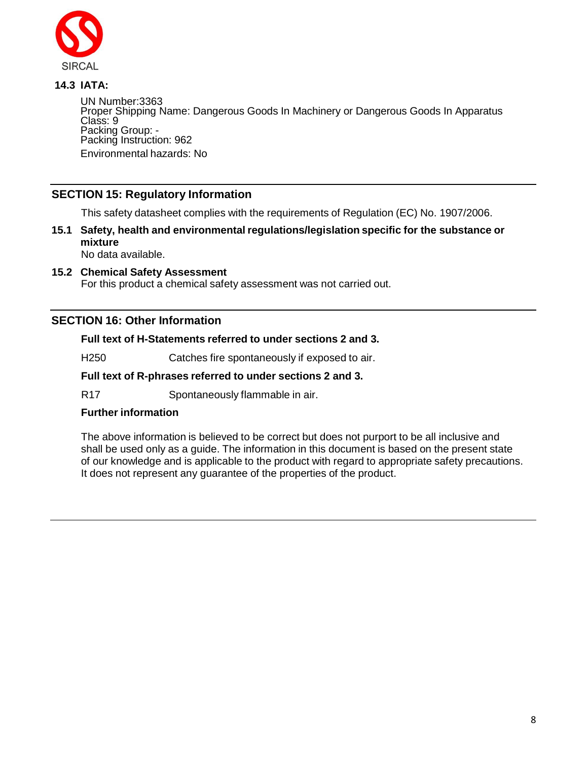SIRCAL

### 14.3 IATA:

UN Number:3363
Proper Shipping Name: Dangerous Goods In Machinery or Dangerous Goods In Apparatus
Class: 9
Packing Group: -
Packing Instruction: 962
Environmental hazards: No

## SECTION 15: Regulatory Information

This safety datasheet complies with the requirements of Regulation (EC) No. 1907/2006.

### 15.1 Safety, health and environmental regulations/legislation specific for the substance or mixture

No data available.

### 15.2 Chemical Safety Assessment

For this product a chemical safety assessment was not carried out.

## SECTION 16: Other Information

**Full text of H-Statements referred to under sections 2 and 3.**

H250 Catches fire spontaneously if exposed to air.

**Full text of R-phrases referred to under sections 2 and 3.**

R17 Spontaneously flammable in air.

**Further information**

The above information is believed to be correct but does not purport to be all inclusive and shall be used only as a guide. The information in this document is based on the present state of our knowledge and is applicable to the product with regard to appropriate safety precautions. It does not represent any guarantee of the properties of the product.